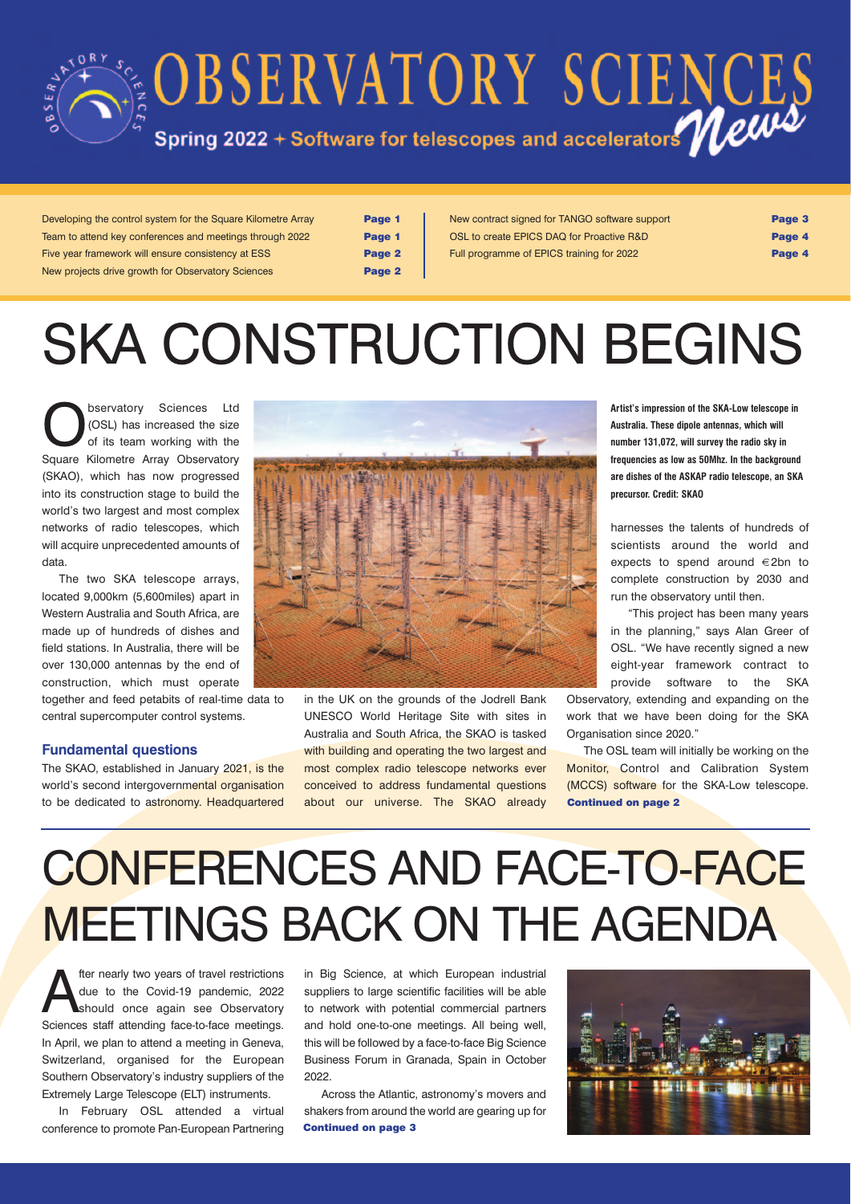# OBSERVATORY SCIENCES News

Spring 2022 + Software for telescopes and accelerators

| | |
|---|---|
| Developing the control system for the Square Kilometre Array | Page 1 |
| Team to attend key conferences and meetings through 2022 | Page 1 |
| Five year framework will ensure consistency at ESS | Page 2 |
| New projects drive growth for Observatory Sciences | Page 2 |
| New contract signed for TANGO software support | Page 3 |
| OSL to create EPICS DAQ for Proactive R&D | Page 4 |
| Full programme of EPICS training for 2022 | Page 4 |

# SKA CONSTRUCTION BEGINS

Observatory Sciences Ltd (OSL) has increased the size of its team working with the Square Kilometre Array Observatory (SKAO), which has now progressed into its construction stage to build the world's two largest and most complex networks of radio telescopes, which will acquire unprecedented amounts of data.

The two SKA telescope arrays, located 9,000km (5,600miles) apart in Western Australia and South Africa, are made up of hundreds of dishes and field stations. In Australia, there will be over 130,000 antennas by the end of construction, which must operate together and feed petabits of real-time data to central supercomputer control systems.

### Fundamental questions

The SKAO, established in January 2021, is the world's second intergovernmental organisation to be dedicated to astronomy. Headquartered in the UK on the grounds of the Jodrell Bank UNESCO World Heritage Site with sites in Australia and South Africa, the SKAO is tasked with building and operating the two largest and most complex radio telescope networks ever conceived to address fundamental questions about our universe. The SKAO already harnesses the talents of hundreds of scientists around the world and expects to spend around €2bn to complete construction by 2030 and run the observatory until then.

**Artist's impression of the SKA-Low telescope in Australia. These dipole antennas, which will number 131,072, will survey the radio sky in frequencies as low as 50Mhz. In the background are dishes of the ASKAP radio telescope, an SKA precursor. Credit: SKAO**

"This project has been many years in the planning," says Alan Greer of OSL. "We have recently signed a new eight-year framework contract to provide software to the SKA Observatory, extending and expanding on the work that we have been doing for the SKA Organisation since 2020."

The OSL team will initially be working on the Monitor, Control and Calibration System (MCCS) software for the SKA-Low telescope. **Continued on page 2**

# CONFERENCES AND FACE-TO-FACE MEETINGS BACK ON THE AGENDA

After nearly two years of travel restrictions due to the Covid-19 pandemic, 2022 should once again see Observatory Sciences staff attending face-to-face meetings. In April, we plan to attend a meeting in Geneva, Switzerland, organised for the European Southern Observatory's industry suppliers of the Extremely Large Telescope (ELT) instruments.

In February OSL attended a virtual conference to promote Pan-European Partnering in Big Science, at which European industrial suppliers to large scientific facilities will be able to network with potential commercial partners and hold one-to-one meetings. All being well, this will be followed by a face-to-face Big Science Business Forum in Granada, Spain in October 2022.

Across the Atlantic, astronomy's movers and shakers from around the world are gearing up for **Continued on page 3**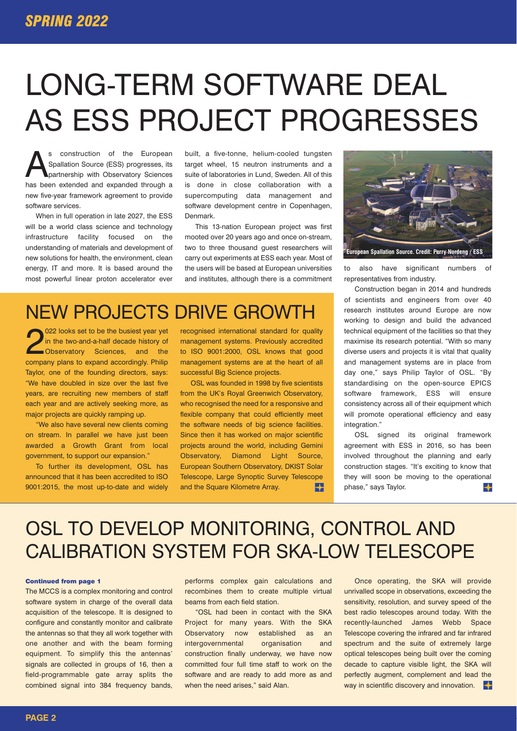# LONG-TERM SOFTWARE DEAL AS ESS PROJECT PROGRESSES

As construction of the European Spallation Source (ESS) progresses, its partnership with Observatory Sciences has been extended and expanded through a new five-year framework agreement to provide software services.

When in full operation in late 2027, the ESS will be a world class science and technology infrastructure facility focused on the understanding of materials and development of new solutions for health, the environment, clean energy, IT and more. It is based around the most powerful linear proton accelerator ever built, a five-tonne, helium-cooled tungsten target wheel, 15 neutron instruments and a suite of laboratories in Lund, Sweden. All of this is done in close collaboration with a supercomputing data management and software development centre in Copenhagen, Denmark.

This 13-nation European project was first mooted over 20 years ago and once on-stream, two to three thousand guest researchers will carry out experiments at ESS each year. Most of the users will be based at European universities and institutes, although there is a commitment to also have significant numbers of representatives from industry.

European Spallation Source. Credit: Perry Nordeng / ESS

Construction began in 2014 and hundreds of scientists and engineers from over 40 research institutes around Europe are now working to design and build the advanced technical equipment of the facilities so that they maximise its research potential. "With so many diverse users and projects it is vital that quality and management systems are in place from day one," says Philip Taylor of OSL. "By standardising on the open-source EPICS software framework, ESS will ensure consistency across all of their equipment which will promote operational efficiency and easy integration."

OSL signed its original framework agreement with ESS in 2016, so has been involved throughout the planning and early construction stages. "It's exciting to know that they will soon be moving to the operational phase," says Taylor.

# NEW PROJECTS DRIVE GROWTH

2022 looks set to be the busiest year yet in the two-and-a-half decade history of Observatory Sciences, and the company plans to expand accordingly. Philip Taylor, one of the founding directors, says: "We have doubled in size over the last five years, are recruiting new members of staff each year and are actively seeking more, as major projects are quickly ramping up.

"We also have several new clients coming on stream. In parallel we have just been awarded a Growth Grant from local government, to support our expansion."

To further its development, OSL has announced that it has been accredited to ISO 9001:2015, the most up-to-date and widely recognised international standard for quality management systems. Previously accredited to ISO 9001:2000, OSL knows that good management systems are at the heart of all successful Big Science projects.

OSL was founded in 1998 by five scientists from the UK's Royal Greenwich Observatory, who recognised the need for a responsive and flexible company that could efficiently meet the software needs of big science facilities. Since then it has worked on major scientific projects around the world, including Gemini Observatory, Diamond Light Source, European Southern Observatory, DKIST Solar Telescope, Large Synoptic Survey Telescope and the Square Kilometre Array.

# OSL TO DEVELOP MONITORING, CONTROL AND CALIBRATION SYSTEM FOR SKA-LOW TELESCOPE

**Continued from page 1**

The MCCS is a complex monitoring and control software system in charge of the overall data acquisition of the telescope. It is designed to configure and constantly monitor and calibrate the antennas so that they all work together with one another and with the beam forming equipment. To simplify this the antennas' signals are collected in groups of 16, then a field-programmable gate array splits the combined signal into 384 frequency bands, performs complex gain calculations and recombines them to create multiple virtual beams from each field station.

"OSL had been in contact with the SKA Project for many years. With the SKA Observatory now established as an intergovernmental organisation and construction finally underway, we have now committed four full time staff to work on the software and are ready to add more as and when the need arises," said Alan.

Once operating, the SKA will provide unrivalled scope in observations, exceeding the sensitivity, resolution, and survey speed of the best radio telescopes around today. With the recently-launched James Webb Space Telescope covering the infrared and far infrared spectrum and the suite of extremely large optical telescopes being built over the coming decade to capture visible light, the SKA will perfectly augment, complement and lead the way in scientific discovery and innovation.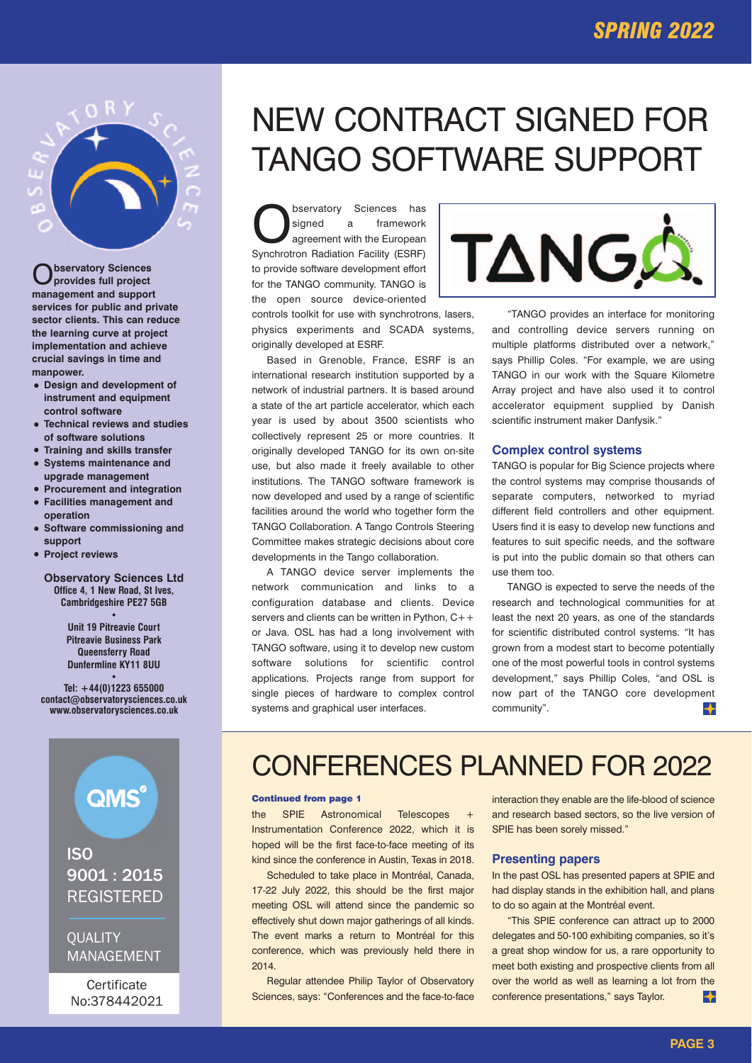**Observatory Sciences provides full project management and support services for public and private sector clients. This can reduce the learning curve at project implementation and achieve crucial savings in time and manpower.**

- **Design and development of instrument and equipment control software**
- **Technical reviews and studies of software solutions**
- **Training and skills transfer**
- **Systems maintenance and upgrade management**
- **Procurement and integration**
- **Facilities management and operation**
- **Software commissioning and support**
- **Project reviews**

**Observatory Sciences Ltd**
**Office 4, 1 New Road, St Ives, Cambridgeshire PE27 5GB**

**Unit 19 Pitreavie Court Pitreavie Business Park Queensferry Road Dunfermline KY11 8UU**

**Tel: +44(0)1223 655000**
**contact@observatorysciences.co.uk**
**www.observatorysciences.co.uk**

QMS
ISO 9001 : 2015 REGISTERED
QUALITY MANAGEMENT
Certificate No:378442021

# NEW CONTRACT SIGNED FOR TANGO SOFTWARE SUPPORT

Observatory Sciences has signed a framework agreement with the European Synchrotron Radiation Facility (ESRF) to provide software development effort for the TANGO community. TANGO is the open source device-oriented controls toolkit for use with synchrotrons, lasers, physics experiments and SCADA systems, originally developed at ESRF.

Based in Grenoble, France, ESRF is an international research institution supported by a network of industrial partners. It is based around a state of the art particle accelerator, which each year is used by about 3500 scientists who collectively represent 25 or more countries. It originally developed TANGO for its own on-site use, but also made it freely available to other institutions. The TANGO software framework is now developed and used by a range of scientific facilities around the world who together form the TANGO Collaboration. A Tango Controls Steering Committee makes strategic decisions about core developments in the Tango collaboration.

A TANGO device server implements the network communication and links to a configuration database and clients. Device servers and clients can be written in Python, C++ or Java. OSL has had a long involvement with TANGO software, using it to develop new custom software solutions for scientific control applications. Projects range from support for single pieces of hardware to complex control systems and graphical user interfaces.

"TANGO provides an interface for monitoring and controlling device servers running on multiple platforms distributed over a network," says Phillip Coles. "For example, we are using TANGO in our work with the Square Kilometre Array project and have also used it to control accelerator equipment supplied by Danish scientific instrument maker Danfysik."

### Complex control systems

TANGO is popular for Big Science projects where the control systems may comprise thousands of separate computers, networked to myriad different field controllers and other equipment. Users find it is easy to develop new functions and features to suit specific needs, and the software is put into the public domain so that others can use them too.

TANGO is expected to serve the needs of the research and technological communities for at least the next 20 years, as one of the standards for scientific distributed control systems. "It has grown from a modest start to become potentially one of the most powerful tools in control systems development," says Phillip Coles, "and OSL is now part of the TANGO core development community".

# CONFERENCES PLANNED FOR 2022

**Continued from page 1**

the SPIE Astronomical Telescopes + Instrumentation Conference 2022, which it is hoped will be the first face-to-face meeting of its kind since the conference in Austin, Texas in 2018.

Scheduled to take place in Montréal, Canada, 17-22 July 2022, this should be the first major meeting OSL will attend since the pandemic so effectively shut down major gatherings of all kinds. The event marks a return to Montréal for this conference, which was previously held there in 2014.

Regular attendee Philip Taylor of Observatory Sciences, says: "Conferences and the face-to-face interaction they enable are the life-blood of science and research based sectors, so the live version of SPIE has been sorely missed."

### Presenting papers

In the past OSL has presented papers at SPIE and had display stands in the exhibition hall, and plans to do so again at the Montréal event.

"This SPIE conference can attract up to 2000 delegates and 50-100 exhibiting companies, so it's a great shop window for us, a rare opportunity to meet both existing and prospective clients from all over the world as well as learning a lot from the conference presentations," says Taylor.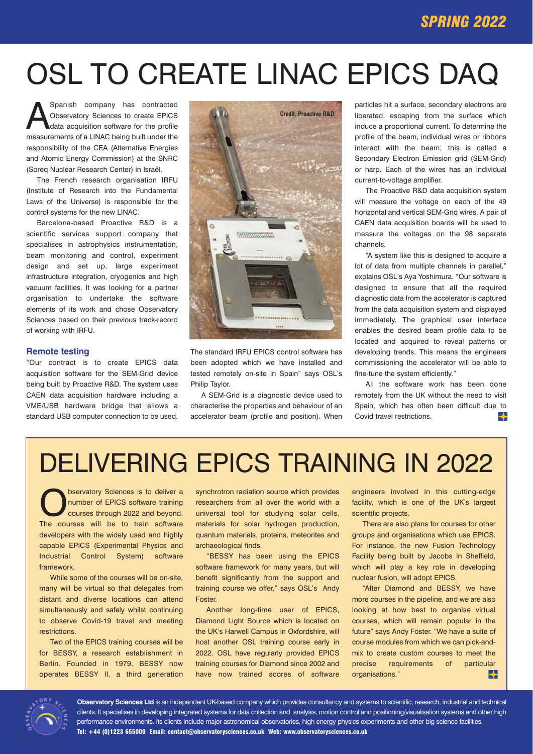# OSL TO CREATE LINAC EPICS DAQ

A Spanish company has contracted Observatory Sciences to create EPICS data acquisition software for the profile measurements of a LINAC being built under the responsibility of the CEA (Alternative Energies and Atomic Energy Commission) at the SNRC (Soreq Nuclear Research Center) in Israël.

The French research organisation IRFU (Institute of Research into the Fundamental Laws of the Universe) is responsible for the control systems for the new LINAC.

Barcelona-based Proactive R&D is a scientific services support company that specialises in astrophysics instrumentation, beam monitoring and control, experiment design and set up, large experiment infrastructure integration, cryogenics and high vacuum facilities. It was looking for a partner organisation to undertake the software elements of its work and chose Observatory Sciences based on their previous track-record of working with IRFU.

### Remote testing

"Our contract is to create EPICS data acquisition software for the SEM-Grid device being built by Proactive R&D. The system uses CAEN data acquisition hardware including a VME/USB hardware bridge that allows a standard USB computer connection to be used. The standard IRFU EPICS control software has been adopted which we have installed and tested remotely on-site in Spain" says OSL's Philip Taylor.

Credit: Proactive R&D

A SEM-Grid is a diagnostic device used to characterise the properties and behaviour of an accelerator beam (profile and position). When particles hit a surface, secondary electrons are liberated, escaping from the surface which induce a proportional current. To determine the profile of the beam, individual wires or ribbons interact with the beam; this is called a Secondary Electron Emission grid (SEM-Grid) or harp. Each of the wires has an individual current-to-voltage amplifier.

The Proactive R&D data acquisition system will measure the voltage on each of the 49 horizontal and vertical SEM-Grid wires. A pair of CAEN data acquisition boards will be used to measure the voltages on the 98 separate channels.

"A system like this is designed to acquire a lot of data from multiple channels in parallel," explains OSL's Aya Yoshimura. "Our software is designed to ensure that all the required diagnostic data from the accelerator is captured from the data acquisition system and displayed immediately. The graphical user interface enables the desired beam profile data to be located and acquired to reveal patterns or developing trends. This means the engineers commissioning the accelerator will be able to fine-tune the system efficiently."

All the software work has been done remotely from the UK without the need to visit Spain, which has often been difficult due to Covid travel restrictions.

# DELIVERING EPICS TRAINING IN 2022

Observatory Sciences is to deliver a number of EPICS software training courses through 2022 and beyond. The courses will be to train software developers with the widely used and highly capable EPICS (Experimental Physics and Industrial Control System) software framework.

While some of the courses will be on-site, many will be virtual so that delegates from distant and diverse locations can attend simultaneously and safely whilst continuing to observe Covid-19 travel and meeting restrictions.

Two of the EPICS training courses will be for BESSY, a research establishment in Berlin. Founded in 1979, BESSY now operates BESSY II, a third generation synchrotron radiation source which provides researchers from all over the world with a universal tool for studying solar cells, materials for solar hydrogen production, quantum materials, proteins, meteorites and archaeological finds.

"BESSY has been using the EPICS software framework for many years, but will benefit significantly from the support and training course we offer," says OSL's Andy Foster.

Another long-time user of EPICS, Diamond Light Source which is located on the UK's Harwell Campus in Oxfordshire, will host another OSL training course early in 2022. OSL have regularly provided EPICS training courses for Diamond since 2002 and have now trained scores of software engineers involved in this cutting-edge facility, which is one of the UK's largest scientific projects.

There are also plans for courses for other groups and organisations which use EPICS. For instance, the new Fusion Technology Facility being built by Jacobs in Sheffield, which will play a key role in developing nuclear fusion, will adopt EPICS.

"After Diamond and BESSY, we have more courses in the pipeline, and we are also looking at how best to organise virtual courses, which will remain popular in the future" says Andy Foster. "We have a suite of course modules from which we can pick-and-mix to create custom courses to meet the precise requirements of particular organisations."

**Observatory Sciences Ltd** is an independent UK-based company which provides consultancy and systems to scientific, research, industrial and technical clients. It specialises in developing integrated systems for data collection and analysis, motion control and positioning/visualisation systems and other high performance environments. Its clients include major astronomical observatories, high energy physics experiments and other big science facilities.
**Tel: +44 (0)1223 655000 Email: contact@observatorysciences.co.uk Web: www.observatorysciences.co.uk**